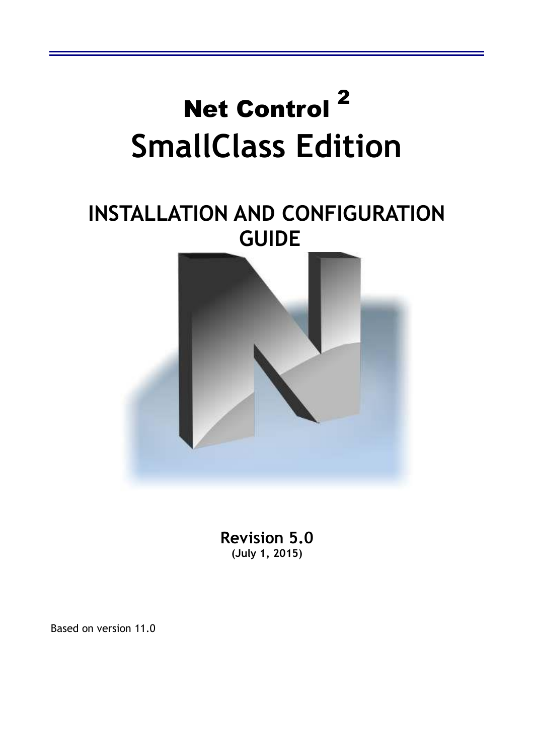# Net Control $^{2}$

# SmallClass Edition

## INSTALLATION AND CONFIGURATION GUIDE

**Revision 5.0**

**(July 1, 2015)**

Based on version 11.0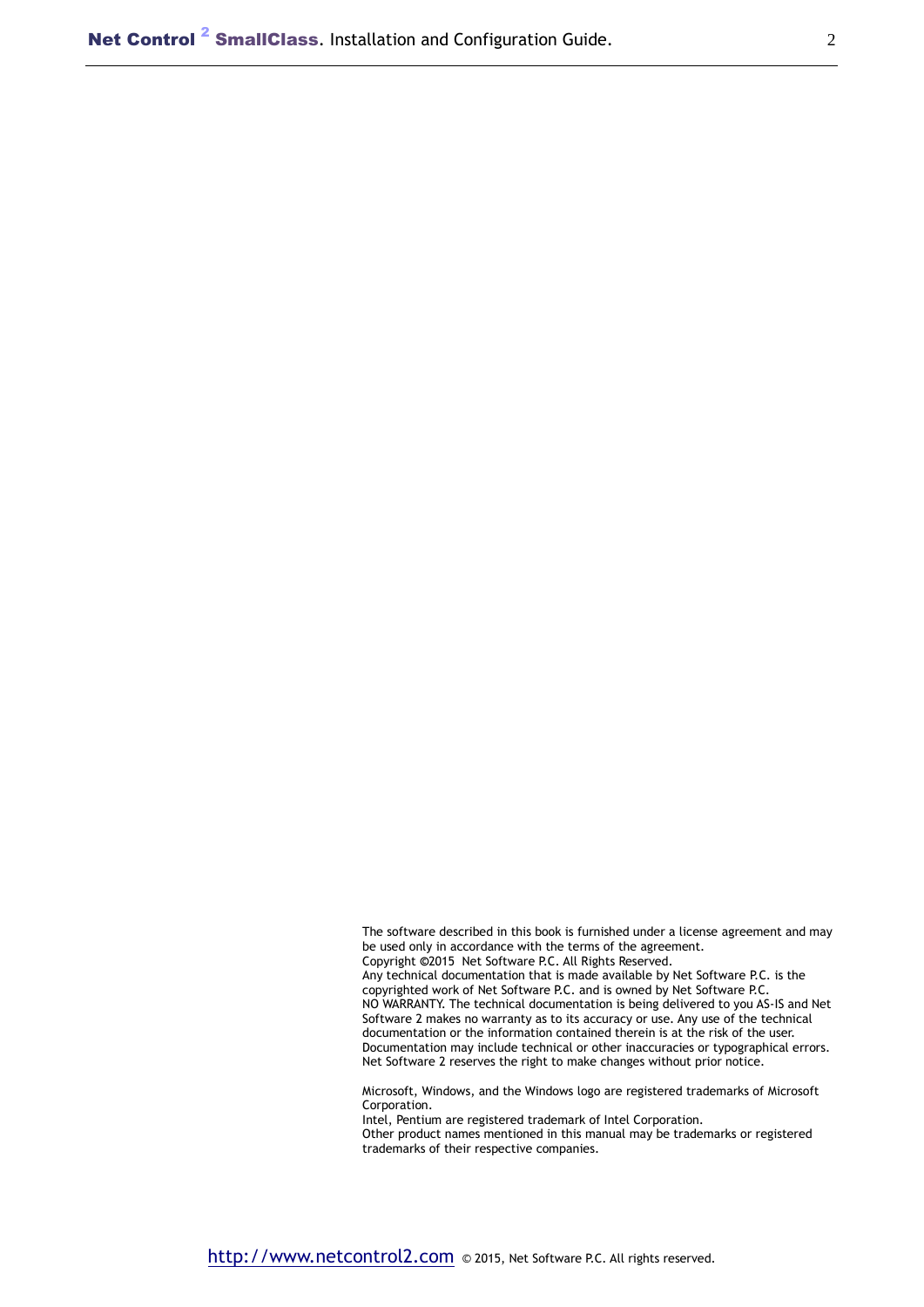The software described in this book is furnished under a license agreement and may be used only in accordance with the terms of the agreement.
Copyright ©2015 Net Software P.C. All Rights Reserved.
Any technical documentation that is made available by Net Software P.C. is the copyrighted work of Net Software P.C. and is owned by Net Software P.C.
NO WARRANTY. The technical documentation is being delivered to you AS-IS and Net Software 2 makes no warranty as to its accuracy or use. Any use of the technical documentation or the information contained therein is at the risk of the user. Documentation may include technical or other inaccuracies or typographical errors. Net Software 2 reserves the right to make changes without prior notice.

Microsoft, Windows, and the Windows logo are registered trademarks of Microsoft Corporation.
Intel, Pentium are registered trademark of Intel Corporation.
Other product names mentioned in this manual may be trademarks or registered trademarks of their respective companies.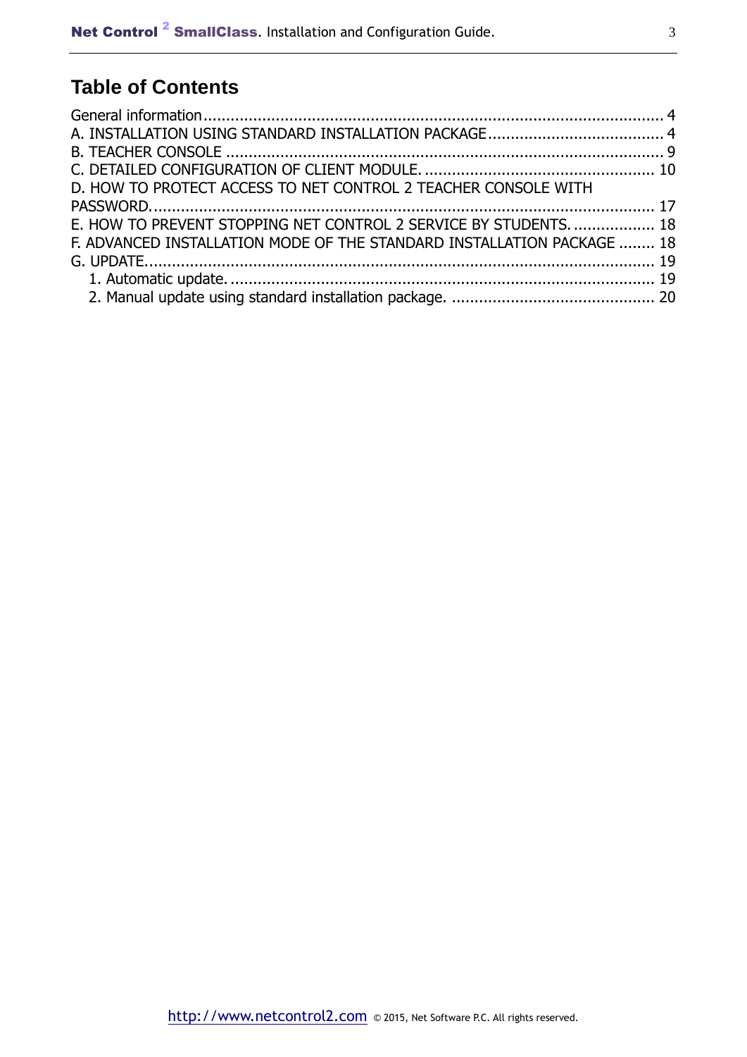# Table of Contents

General information ........................................................................................................ 4
A. INSTALLATION USING STANDARD INSTALLATION PACKAGE ....................................... 4
B. TEACHER CONSOLE ................................................................................................. 9
C. DETAILED CONFIGURATION OF CLIENT MODULE. .................................................. 10
D. HOW TO PROTECT ACCESS TO NET CONTROL 2 TEACHER CONSOLE WITH PASSWORD. ............................................................................................................... 17
E. HOW TO PREVENT STOPPING NET CONTROL 2 SERVICE BY STUDENTS. .................. 18
F. ADVANCED INSTALLATION MODE OF THE STANDARD INSTALLATION PACKAGE ........ 18
G. UPDATE. ................................................................................................................ 19
- 1. Automatic update. .............................................................................................. 19
- 2. Manual update using standard installation package. ............................................ 20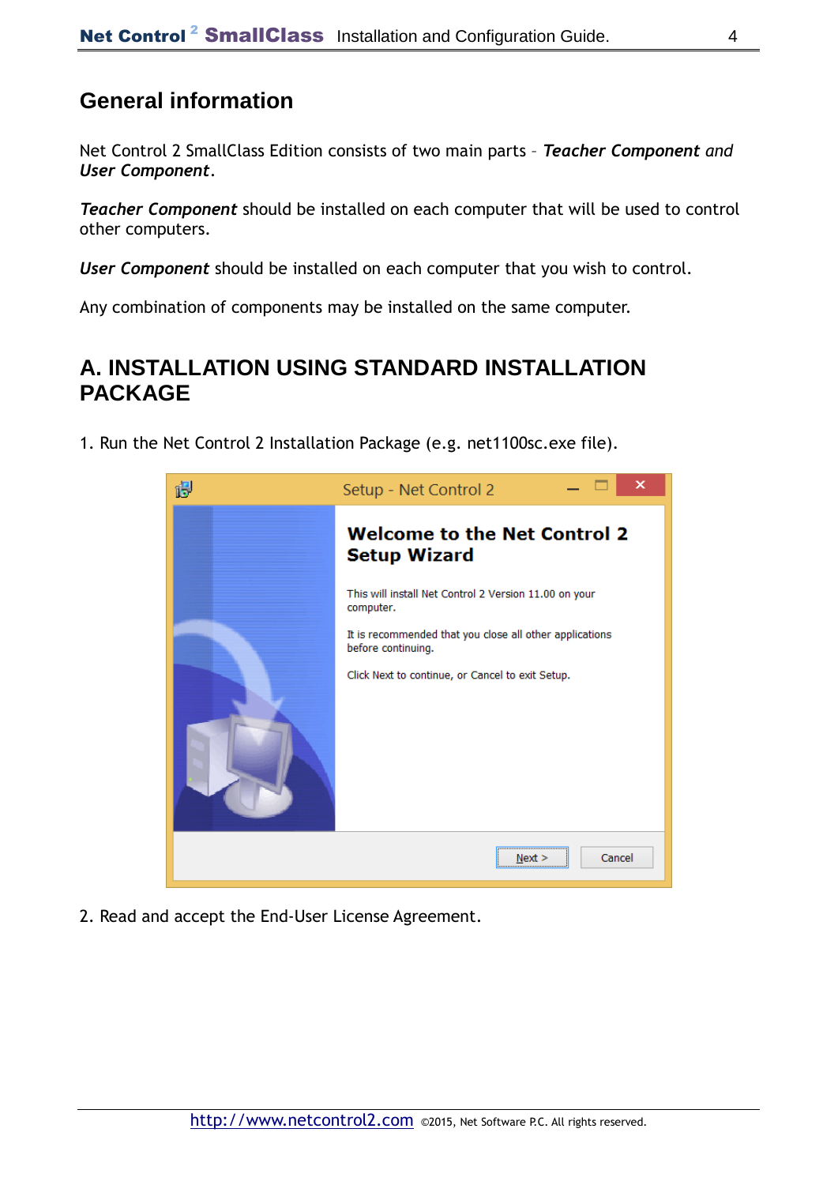## General information

Net Control 2 SmallClass Edition consists of two main parts – ***Teacher Component*** *and* ***User Component***.

***Teacher Component*** should be installed on each computer that will be used to control other computers.

***User Component*** should be installed on each computer that you wish to control.

Any combination of components may be installed on the same computer.

## A. INSTALLATION USING STANDARD INSTALLATION PACKAGE

1. Run the Net Control 2 Installation Package (e.g. net1100sc.exe file).

2. Read and accept the End-User License Agreement.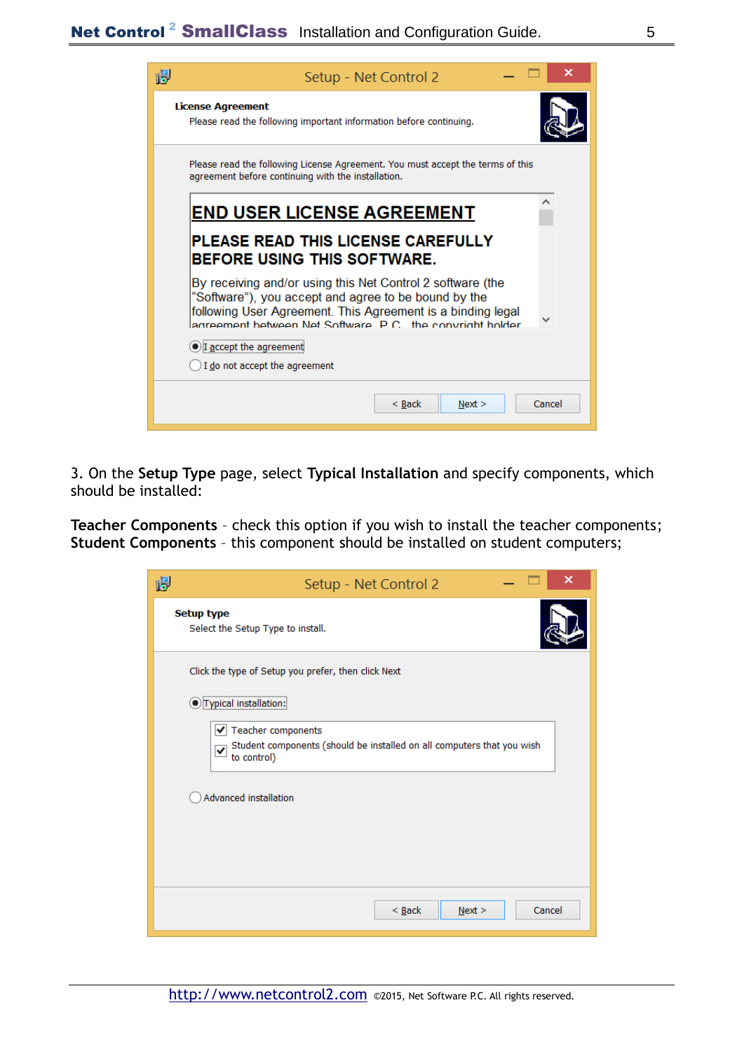3. On the **Setup Type** page, select **Typical Installation** and specify components, which should be installed:

**Teacher Components** – check this option if you wish to install the teacher components;
**Student Components** – this component should be installed on student computers;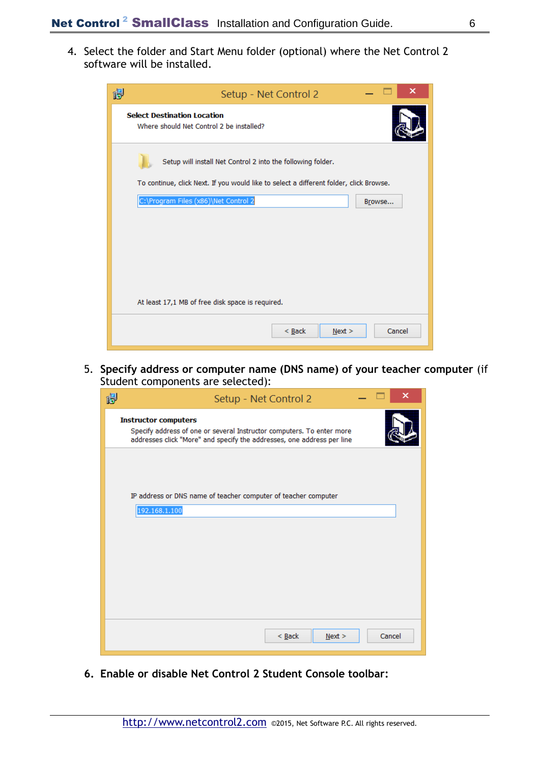4. Select the folder and Start Menu folder (optional) where the Net Control 2 software will be installed.

Setup - Net Control 2

**Select Destination Location**

Where should Net Control 2 be installed?

Setup will install Net Control 2 into the following folder.

To continue, click Next. If you would like to select a different folder, click Browse.

C:\Program Files (x86)\Net Control 2 — Browse...

At least 17,1 MB of free disk space is required.

< Back | Next > | Cancel

5. **Specify address or computer name (DNS name) of your teacher computer** (if Student components are selected):

Setup - Net Control 2

**Instructor computers**

Specify address of one or several Instructor computers. To enter more addresses click "More" and specify the addresses, one address per line

IP address or DNS name of teacher computer of teacher computer

192.168.1.100

< Back | Next > | Cancel

6. **Enable or disable Net Control 2 Student Console toolbar:**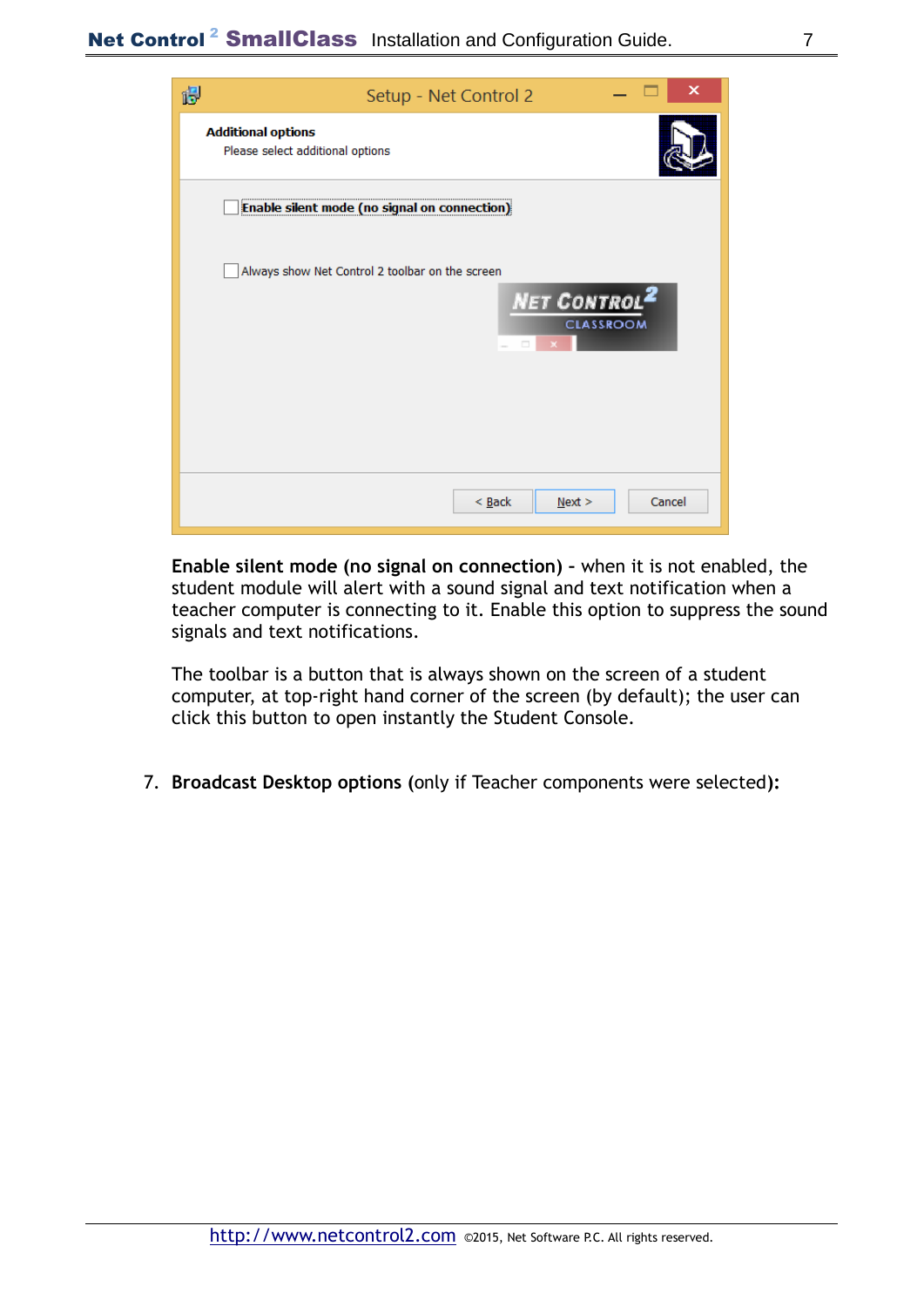**Enable silent mode (no signal on connection)** - when it is not enabled, the student module will alert with a sound signal and text notification when a teacher computer is connecting to it. Enable this option to suppress the sound signals and text notifications.

The toolbar is a button that is always shown on the screen of a student computer, at top-right hand corner of the screen (by default); the user can click this button to open instantly the Student Console.

7. **Broadcast Desktop options (**only if Teacher components were selected**):**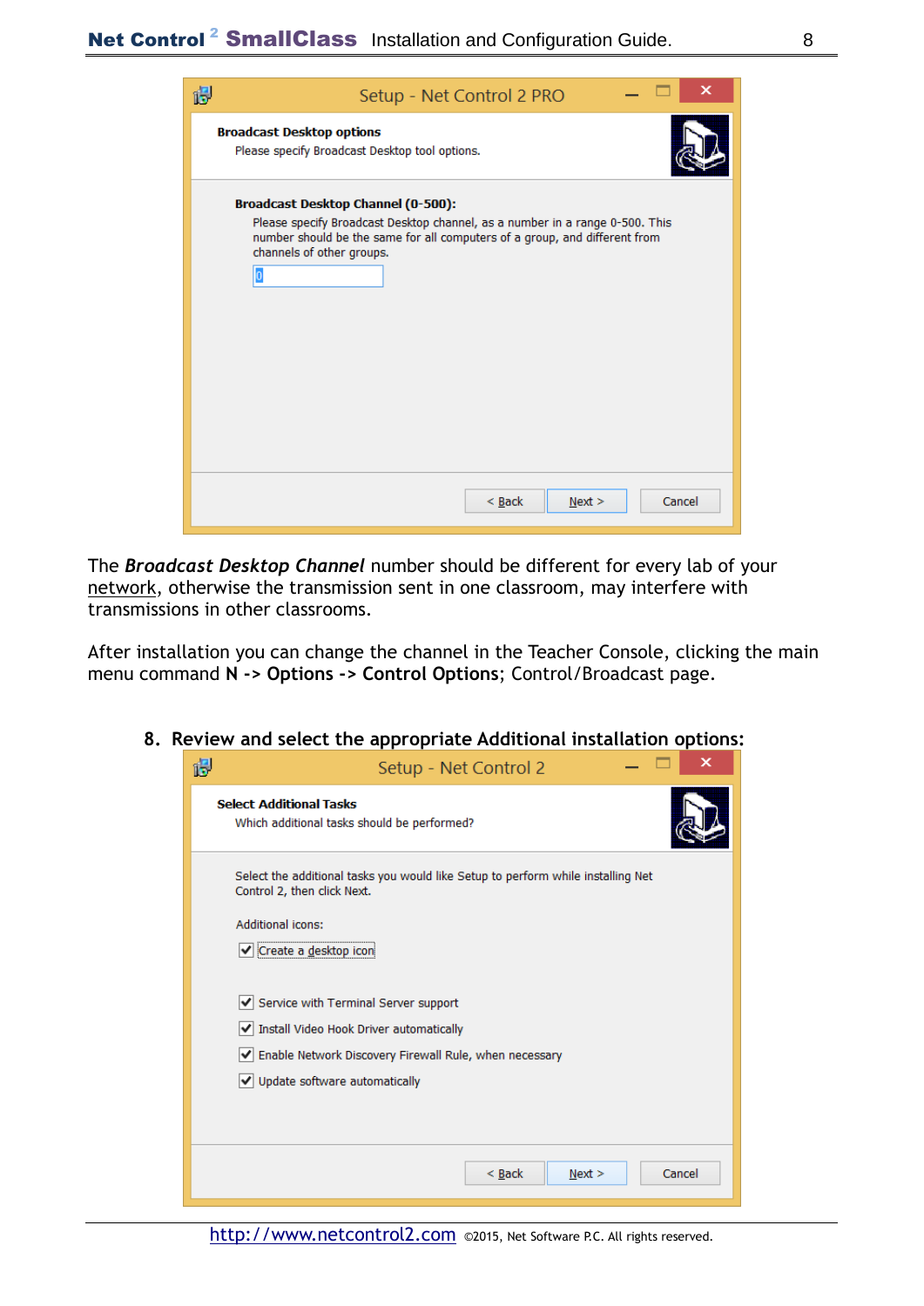**Setup - Net Control 2 PRO**

**Broadcast Desktop options**

Please specify Broadcast Desktop tool options.

**Broadcast Desktop Channel (0-500):**

Please specify Broadcast Desktop channel, as a number in a range 0-500. This number should be the same for all computers of a group, and different from channels of other groups.

0

< Back | Next > | Cancel

The ***Broadcast Desktop Channel*** number should be different for every lab of your network, otherwise the transmission sent in one classroom, may interfere with transmissions in other classrooms.

After installation you can change the channel in the Teacher Console, clicking the main menu command **N -> Options -> Control Options**; Control/Broadcast page.

8. **Review and select the appropriate Additional installation options:**

**Setup - Net Control 2**

**Select Additional Tasks**

Which additional tasks should be performed?

Select the additional tasks you would like Setup to perform while installing Net Control 2, then click Next.

Additional icons:

- [x] Create a desktop icon
- [x] Service with Terminal Server support
- [x] Install Video Hook Driver automatically
- [x] Enable Network Discovery Firewall Rule, when necessary
- [x] Update software automatically

< Back | Next > | Cancel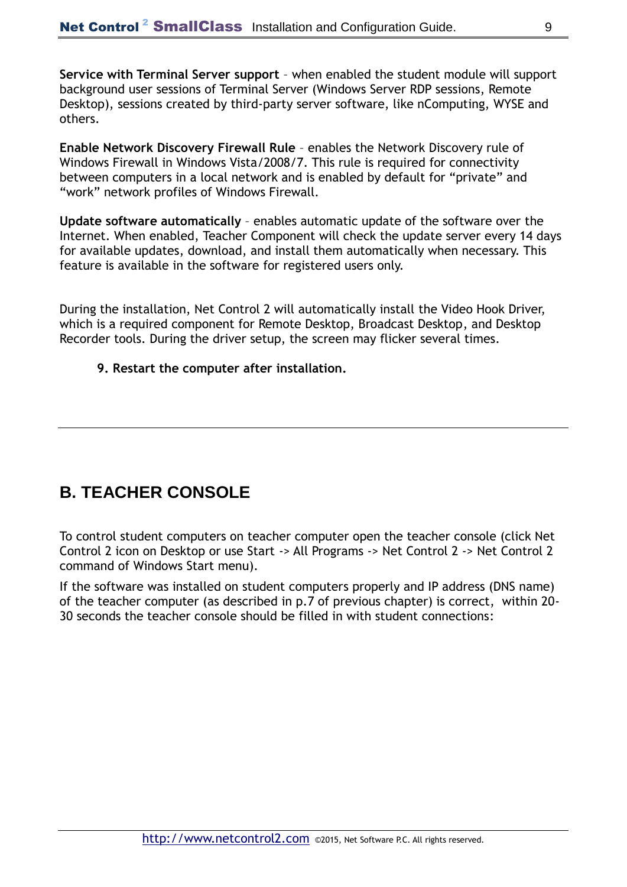**Service with Terminal Server support** – when enabled the student module will support background user sessions of Terminal Server (Windows Server RDP sessions, Remote Desktop), sessions created by third-party server software, like nComputing, WYSE and others.

**Enable Network Discovery Firewall Rule** – enables the Network Discovery rule of Windows Firewall in Windows Vista/2008/7. This rule is required for connectivity between computers in a local network and is enabled by default for “private” and “work” network profiles of Windows Firewall.

**Update software automatically** – enables automatic update of the software over the Internet. When enabled, Teacher Component will check the update server every 14 days for available updates, download, and install them automatically when necessary. This feature is available in the software for registered users only.

During the installation, Net Control 2 will automatically install the Video Hook Driver, which is a required component for Remote Desktop, Broadcast Desktop, and Desktop Recorder tools. During the driver setup, the screen may flicker several times.

9. **Restart the computer after installation.**

---

## B. TEACHER CONSOLE

To control student computers on teacher computer open the teacher console (click Net Control 2 icon on Desktop or use Start -> All Programs -> Net Control 2 -> Net Control 2 command of Windows Start menu).

If the software was installed on student computers properly and IP address (DNS name) of the teacher computer (as described in p.7 of previous chapter) is correct, within 20-30 seconds the teacher console should be filled in with student connections: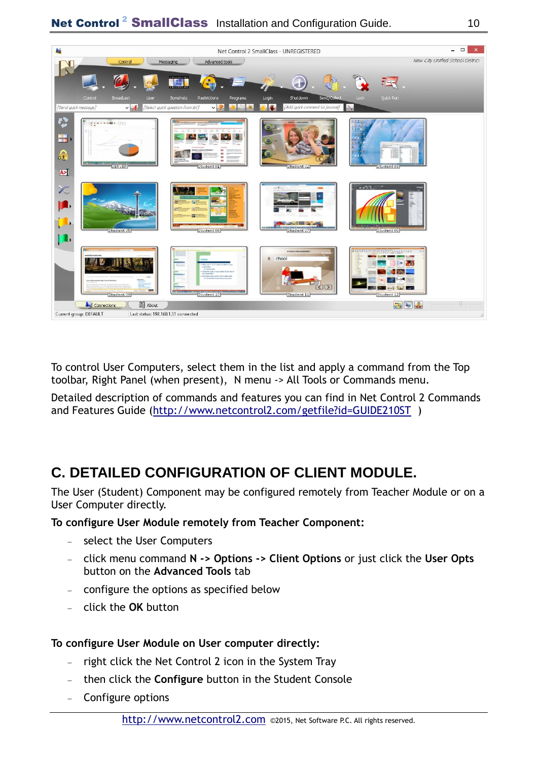To control User Computers, select them in the list and apply a command from the Top toolbar, Right Panel (when present), N menu -> All Tools or Commands menu.

Detailed description of commands and features you can find in Net Control 2 Commands and Features Guide (http://www.netcontrol2.com/getfile?id=GUIDE210ST )

## C. DETAILED CONFIGURATION OF CLIENT MODULE.

The User (Student) Component may be configured remotely from Teacher Module or on a User Computer directly.

**To configure User Module remotely from Teacher Component:**

- select the User Computers
- click menu command **N -> Options -> Client Options** or just click the **User Opts** button on the **Advanced Tools** tab
- configure the options as specified below
- click the **OK** button

**To configure User Module on User computer directly:**

- right click the Net Control 2 icon in the System Tray
- then click the **Configure** button in the Student Console
- Configure options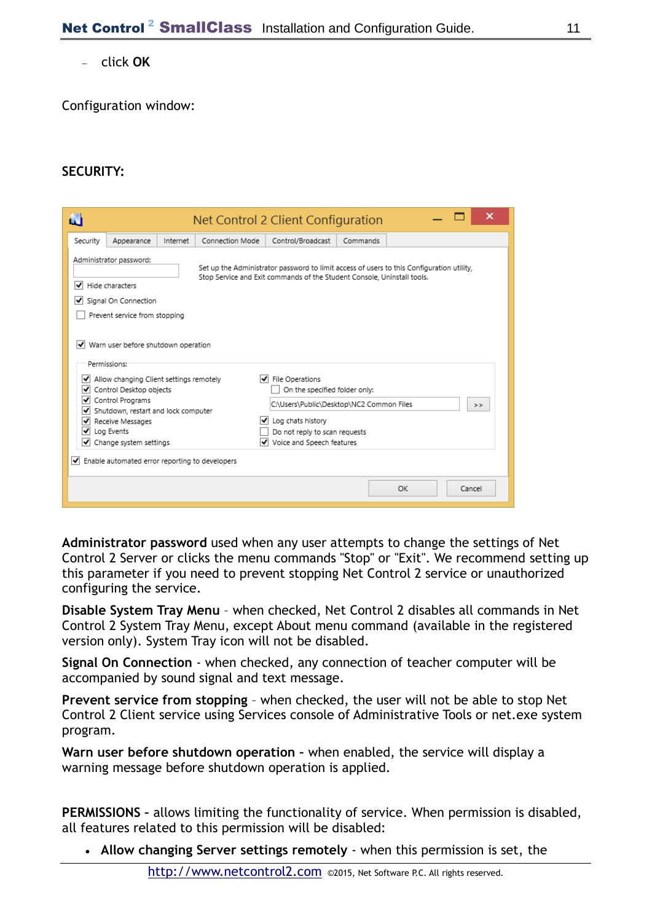– click **OK**

Configuration window:

**SECURITY:**

**Administrator password** used when any user attempts to change the settings of Net Control 2 Server or clicks the menu commands "Stop" or "Exit". We recommend setting up this parameter if you need to prevent stopping Net Control 2 service or unauthorized configuring the service.

**Disable System Tray Menu** – when checked, Net Control 2 disables all commands in Net Control 2 System Tray Menu, except About menu command (available in the registered version only). System Tray icon will not be disabled.

**Signal On Connection** - when checked, any connection of teacher computer will be accompanied by sound signal and text message.

**Prevent service from stopping** – when checked, the user will not be able to stop Net Control 2 Client service using Services console of Administrative Tools or net.exe system program.

**Warn user before shutdown operation** - when enabled, the service will display a warning message before shutdown operation is applied.

**PERMISSIONS** - allows limiting the functionality of service. When permission is disabled, all features related to this permission will be disabled:

- **Allow changing Server settings remotely** - when this permission is set, the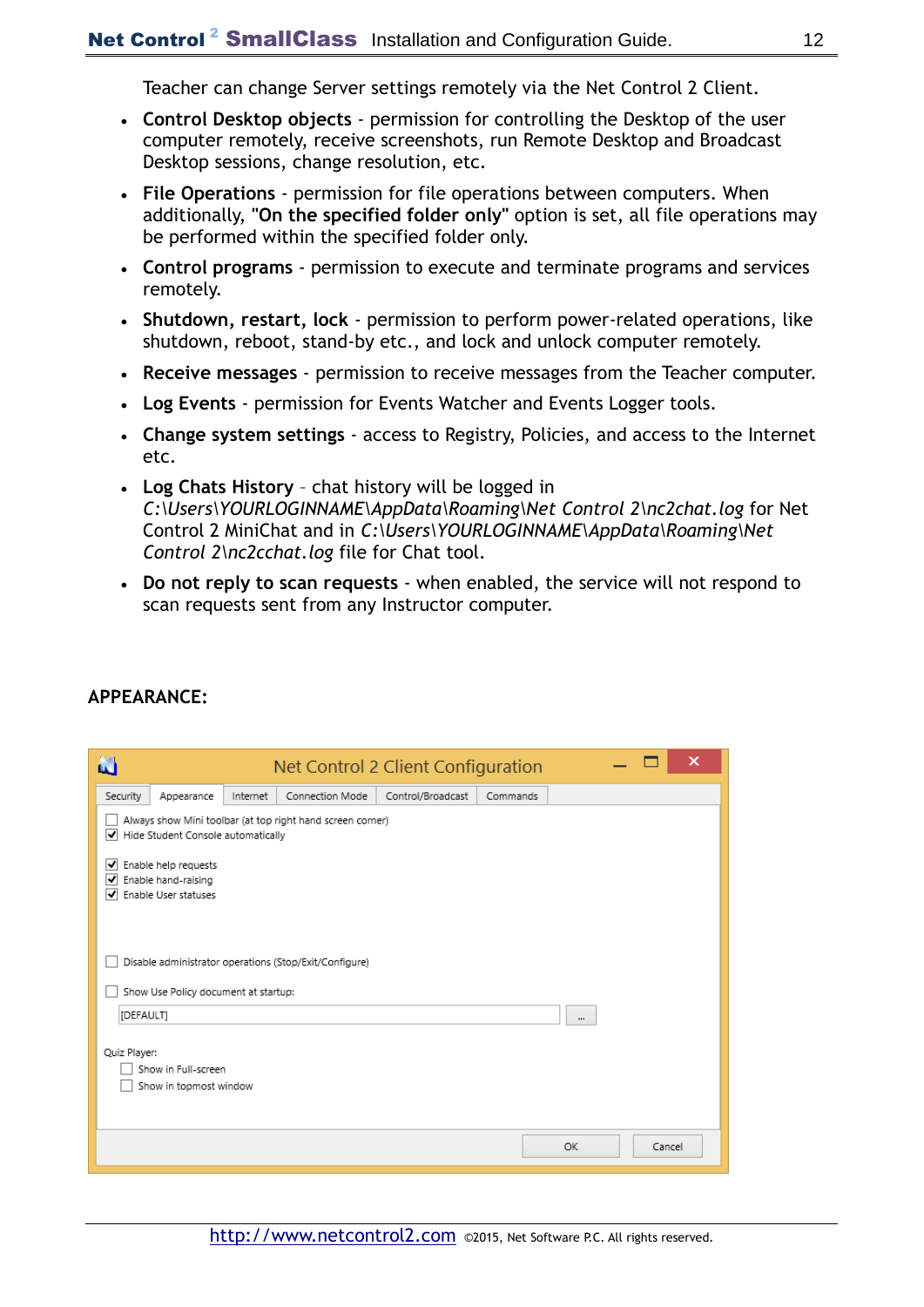Teacher can change Server settings remotely via the Net Control 2 Client.

- **Control Desktop objects** - permission for controlling the Desktop of the user computer remotely, receive screenshots, run Remote Desktop and Broadcast Desktop sessions, change resolution, etc.
- **File Operations** - permission for file operations between computers. When additionally, **"On the specified folder only"** option is set, all file operations may be performed within the specified folder only.
- **Control programs** - permission to execute and terminate programs and services remotely.
- **Shutdown, restart, lock** - permission to perform power-related operations, like shutdown, reboot, stand-by etc., and lock and unlock computer remotely.
- **Receive messages** - permission to receive messages from the Teacher computer.
- **Log Events** - permission for Events Watcher and Events Logger tools.
- **Change system settings** - access to Registry, Policies, and access to the Internet etc.
- **Log Chats History** – chat history will be logged in *C:\Users\YOURLOGINNAME\AppData\Roaming\Net Control 2\nc2chat.log* for Net Control 2 MiniChat and in *C:\Users\YOURLOGINNAME\AppData\Roaming\Net Control 2\nc2cchat.log* file for Chat tool.
- **Do not reply to scan requests** - when enabled, the service will not respond to scan requests sent from any Instructor computer.

**APPEARANCE:**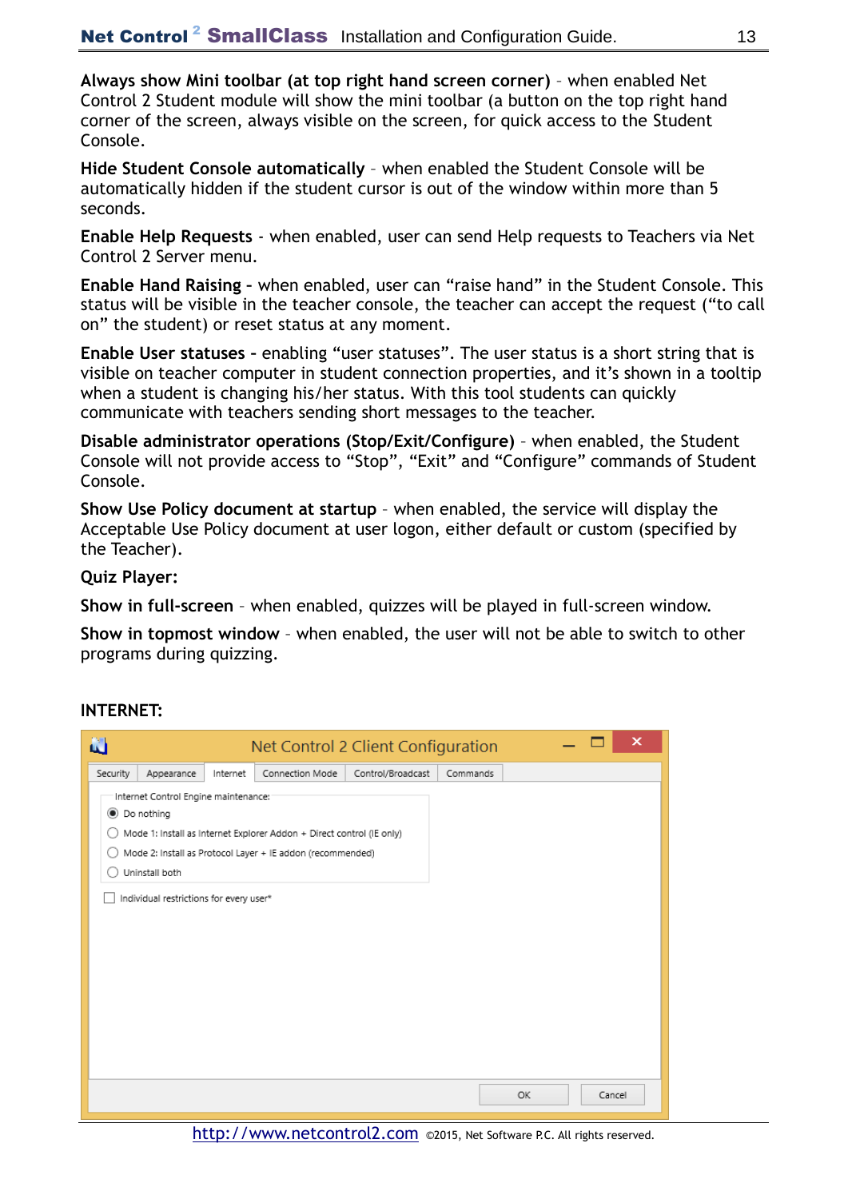**Always show Mini toolbar (at top right hand screen corner)** – when enabled Net Control 2 Student module will show the mini toolbar (a button on the top right hand corner of the screen, always visible on the screen, for quick access to the Student Console.

**Hide Student Console automatically** – when enabled the Student Console will be automatically hidden if the student cursor is out of the window within more than 5 seconds.

**Enable Help Requests** - when enabled, user can send Help requests to Teachers via Net Control 2 Server menu.

**Enable Hand Raising** - when enabled, user can "raise hand" in the Student Console. This status will be visible in the teacher console, the teacher can accept the request ("to call on" the student) or reset status at any moment.

**Enable User statuses** - enabling "user statuses". The user status is a short string that is visible on teacher computer in student connection properties, and it's shown in a tooltip when a student is changing his/her status. With this tool students can quickly communicate with teachers sending short messages to the teacher.

**Disable administrator operations (Stop/Exit/Configure)** – when enabled, the Student Console will not provide access to "Stop", "Exit" and "Configure" commands of Student Console.

**Show Use Policy document at startup** – when enabled, the service will display the Acceptable Use Policy document at user logon, either default or custom (specified by the Teacher).

**Quiz Player:**

**Show in full-screen** – when enabled, quizzes will be played in full-screen window.

**Show in topmost window** – when enabled, the user will not be able to switch to other programs during quizzing.

**INTERNET:**

Net Control 2 Client Configuration

Security | Appearance | Internet | Connection Mode | Control/Broadcast | Commands

Internet Control Engine maintenance:

- (•) Do nothing
- ( ) Mode 1: Install as Internet Explorer Addon + Direct control (IE only)
- ( ) Mode 2: Install as Protocol Layer + IE addon (recommended)
- ( ) Uninstall both

[ ] Individual restrictions for every user*

OK | Cancel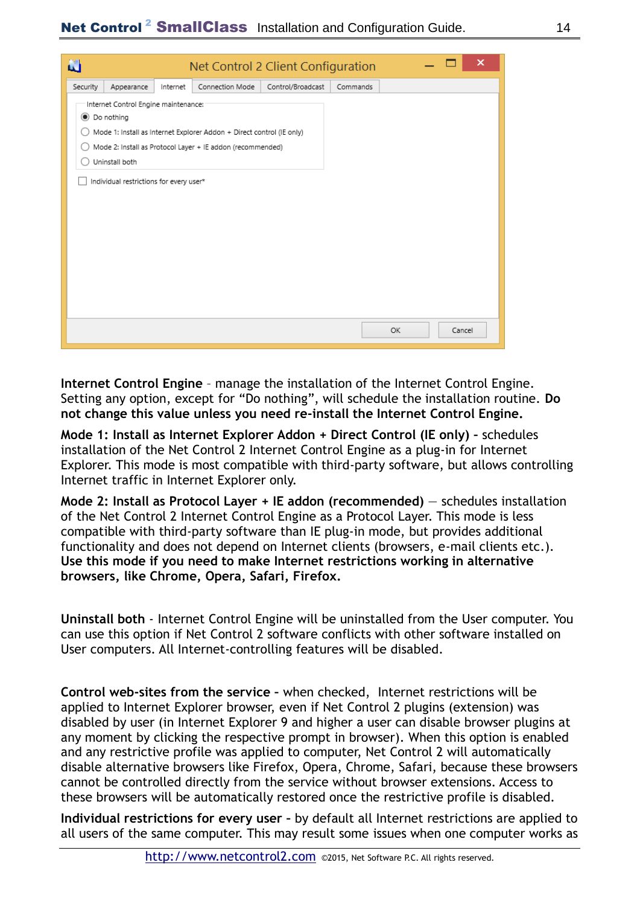**Internet Control Engine** – manage the installation of the Internet Control Engine. Setting any option, except for “Do nothing”, will schedule the installation routine. **Do not change this value unless you need re-install the Internet Control Engine.**

**Mode 1: Install as Internet Explorer Addon + Direct Control (IE only) -** schedules installation of the Net Control 2 Internet Control Engine as a plug-in for Internet Explorer. This mode is most compatible with third-party software, but allows controlling Internet traffic in Internet Explorer only.

**Mode 2: Install as Protocol Layer + IE addon (recommended)** – schedules installation of the Net Control 2 Internet Control Engine as a Protocol Layer. This mode is less compatible with third-party software than IE plug-in mode, but provides additional functionality and does not depend on Internet clients (browsers, e-mail clients etc.). **Use this mode if you need to make Internet restrictions working in alternative browsers, like Chrome, Opera, Safari, Firefox.**

**Uninstall both** - Internet Control Engine will be uninstalled from the User computer. You can use this option if Net Control 2 software conflicts with other software installed on User computers. All Internet-controlling features will be disabled.

**Control web-sites from the service -** when checked, Internet restrictions will be applied to Internet Explorer browser, even if Net Control 2 plugins (extension) was disabled by user (in Internet Explorer 9 and higher a user can disable browser plugins at any moment by clicking the respective prompt in browser). When this option is enabled and any restrictive profile was applied to computer, Net Control 2 will automatically disable alternative browsers like Firefox, Opera, Chrome, Safari, because these browsers cannot be controlled directly from the service without browser extensions. Access to these browsers will be automatically restored once the restrictive profile is disabled.

**Individual restrictions for every user -** by default all Internet restrictions are applied to all users of the same computer. This may result some issues when one computer works as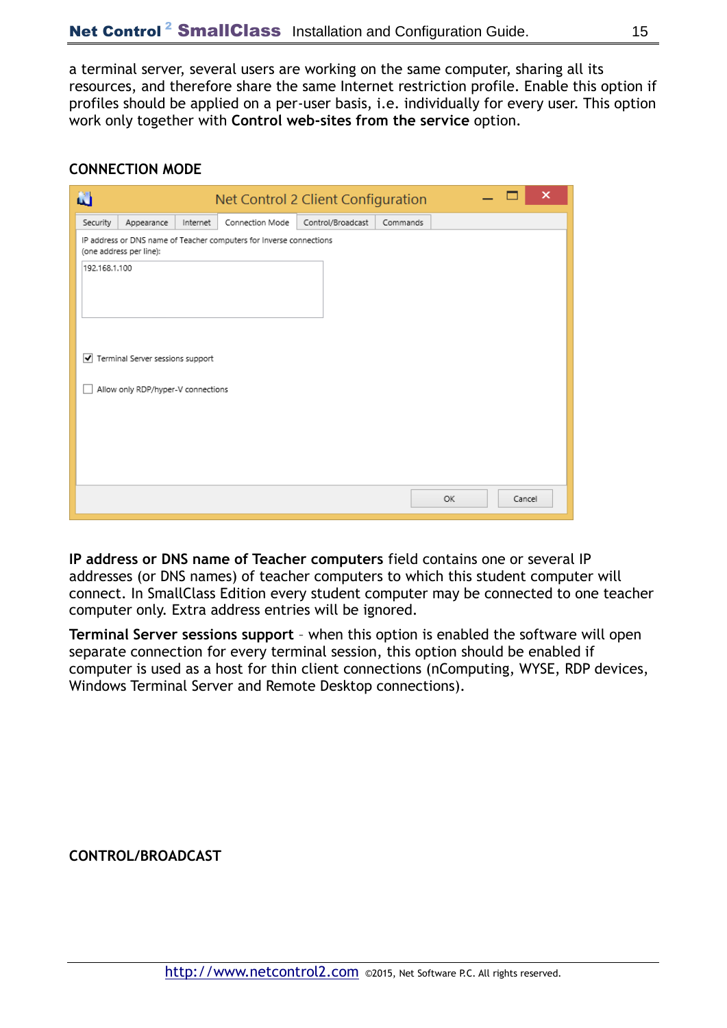a terminal server, several users are working on the same computer, sharing all its resources, and therefore share the same Internet restriction profile. Enable this option if profiles should be applied on a per-user basis, i.e. individually for every user. This option work only together with **Control web-sites from the service** option.

## CONNECTION MODE

**IP address or DNS name of Teacher computers** field contains one or several IP addresses (or DNS names) of teacher computers to which this student computer will connect. In SmallClass Edition every student computer may be connected to one teacher computer only. Extra address entries will be ignored.

**Terminal Server sessions support** – when this option is enabled the software will open separate connection for every terminal session, this option should be enabled if computer is used as a host for thin client connections (nComputing, WYSE, RDP devices, Windows Terminal Server and Remote Desktop connections).

## CONTROL/BROADCAST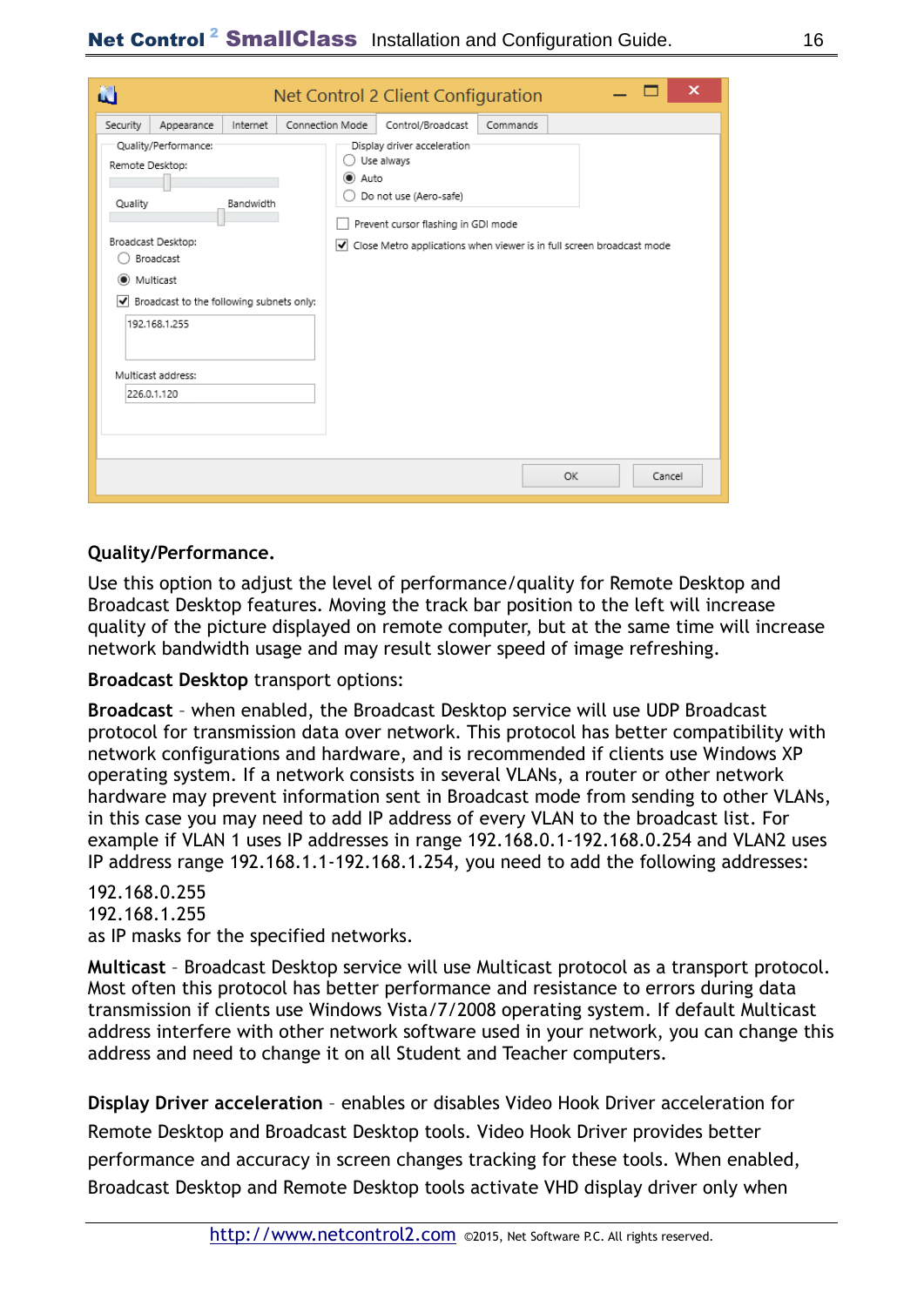**Quality/Performance.**

Use this option to adjust the level of performance/quality for Remote Desktop and Broadcast Desktop features. Moving the track bar position to the left will increase quality of the picture displayed on remote computer, but at the same time will increase network bandwidth usage and may result slower speed of image refreshing.

**Broadcast Desktop** transport options:

**Broadcast** – when enabled, the Broadcast Desktop service will use UDP Broadcast protocol for transmission data over network. This protocol has better compatibility with network configurations and hardware, and is recommended if clients use Windows XP operating system. If a network consists in several VLANs, a router or other network hardware may prevent information sent in Broadcast mode from sending to other VLANs, in this case you may need to add IP address of every VLAN to the broadcast list. For example if VLAN 1 uses IP addresses in range 192.168.0.1-192.168.0.254 and VLAN2 uses IP address range 192.168.1.1-192.168.1.254, you need to add the following addresses:

192.168.0.255
192.168.1.255
as IP masks for the specified networks.

**Multicast** – Broadcast Desktop service will use Multicast protocol as a transport protocol. Most often this protocol has better performance and resistance to errors during data transmission if clients use Windows Vista/7/2008 operating system. If default Multicast address interfere with other network software used in your network, you can change this address and need to change it on all Student and Teacher computers.

**Display Driver acceleration** – enables or disables Video Hook Driver acceleration for Remote Desktop and Broadcast Desktop tools. Video Hook Driver provides better performance and accuracy in screen changes tracking for these tools. When enabled, Broadcast Desktop and Remote Desktop tools activate VHD display driver only when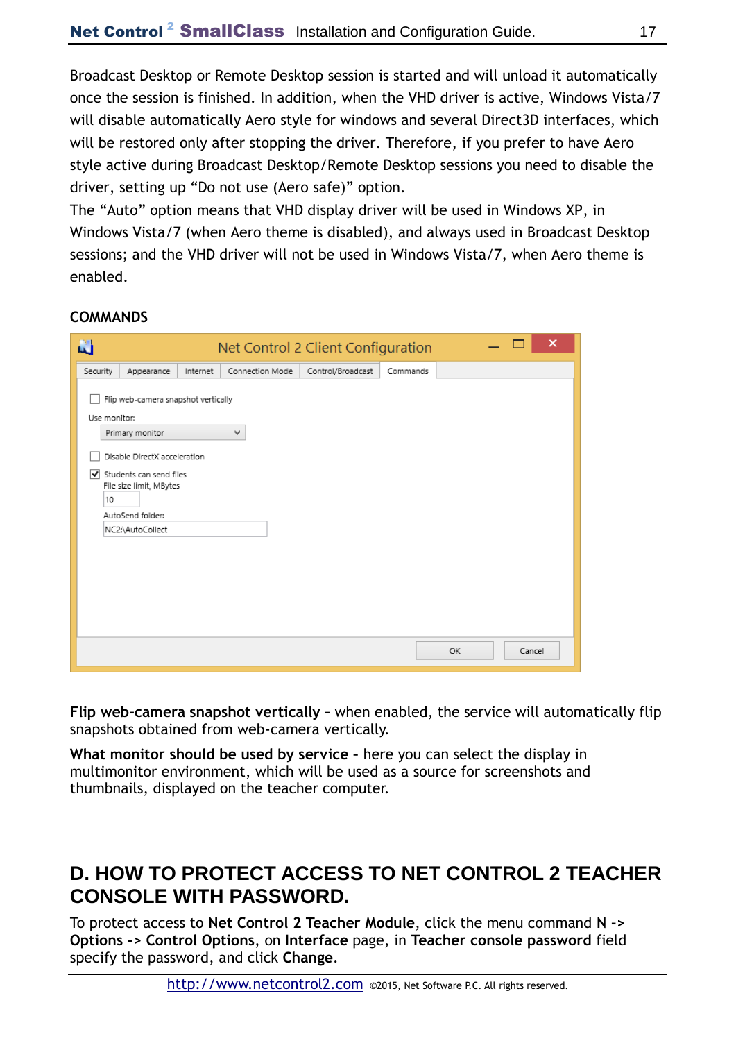Broadcast Desktop or Remote Desktop session is started and will unload it automatically once the session is finished. In addition, when the VHD driver is active, Windows Vista/7 will disable automatically Aero style for windows and several Direct3D interfaces, which will be restored only after stopping the driver. Therefore, if you prefer to have Aero style active during Broadcast Desktop/Remote Desktop sessions you need to disable the driver, setting up "Do not use (Aero safe)" option.
The "Auto" option means that VHD display driver will be used in Windows XP, in Windows Vista/7 (when Aero theme is disabled), and always used in Broadcast Desktop sessions; and the VHD driver will not be used in Windows Vista/7, when Aero theme is enabled.

**COMMANDS**

Net Control 2 Client Configuration

Security | Appearance | Internet | Connection Mode | Control/Broadcast | Commands

- [ ] Flip web-camera snapshot vertically

Use monitor: Primary monitor

- [ ] Disable DirectX acceleration
- [x] Students can send files

File size limit, MBytes: 10

AutoSend folder: NC2:\AutoCollect

OK | Cancel

**Flip web-camera snapshot vertically** – when enabled, the service will automatically flip snapshots obtained from web-camera vertically.

**What monitor should be used by service** – here you can select the display in multimonitor environment, which will be used as a source for screenshots and thumbnails, displayed on the teacher computer.

## D. HOW TO PROTECT ACCESS TO NET CONTROL 2 TEACHER CONSOLE WITH PASSWORD.

To protect access to **Net Control 2 Teacher Module**, click the menu command **N -> Options -> Control Options**, on **Interface** page, in **Teacher console password** field specify the password, and click **Change**.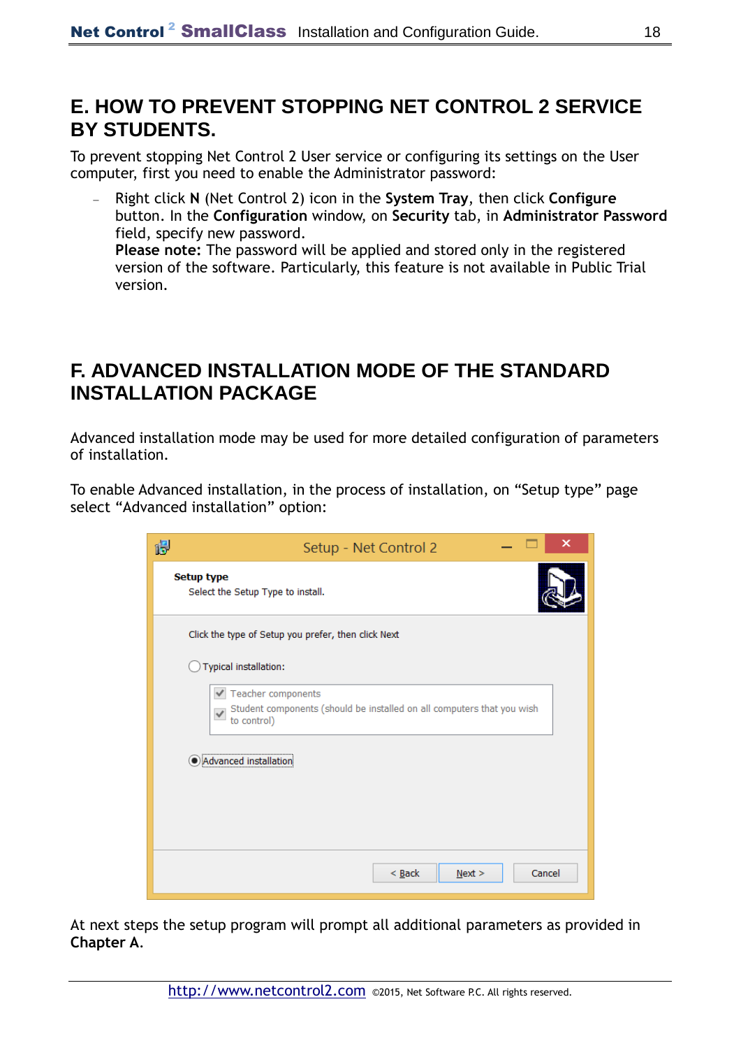# E. HOW TO PREVENT STOPPING NET CONTROL 2 SERVICE BY STUDENTS.

To prevent stopping Net Control 2 User service or configuring its settings on the User computer, first you need to enable the Administrator password:

- Right click **N** (Net Control 2) icon in the **System Tray**, then click **Configure** button. In the **Configuration** window, on **Security** tab, in **Administrator Password** field, specify new password.
  **Please note:** The password will be applied and stored only in the registered version of the software. Particularly, this feature is not available in Public Trial version.

# F. ADVANCED INSTALLATION MODE OF THE STANDARD INSTALLATION PACKAGE

Advanced installation mode may be used for more detailed configuration of parameters of installation.

To enable Advanced installation, in the process of installation, on “Setup type” page select “Advanced installation” option:

At next steps the setup program will prompt all additional parameters as provided in **Chapter A**.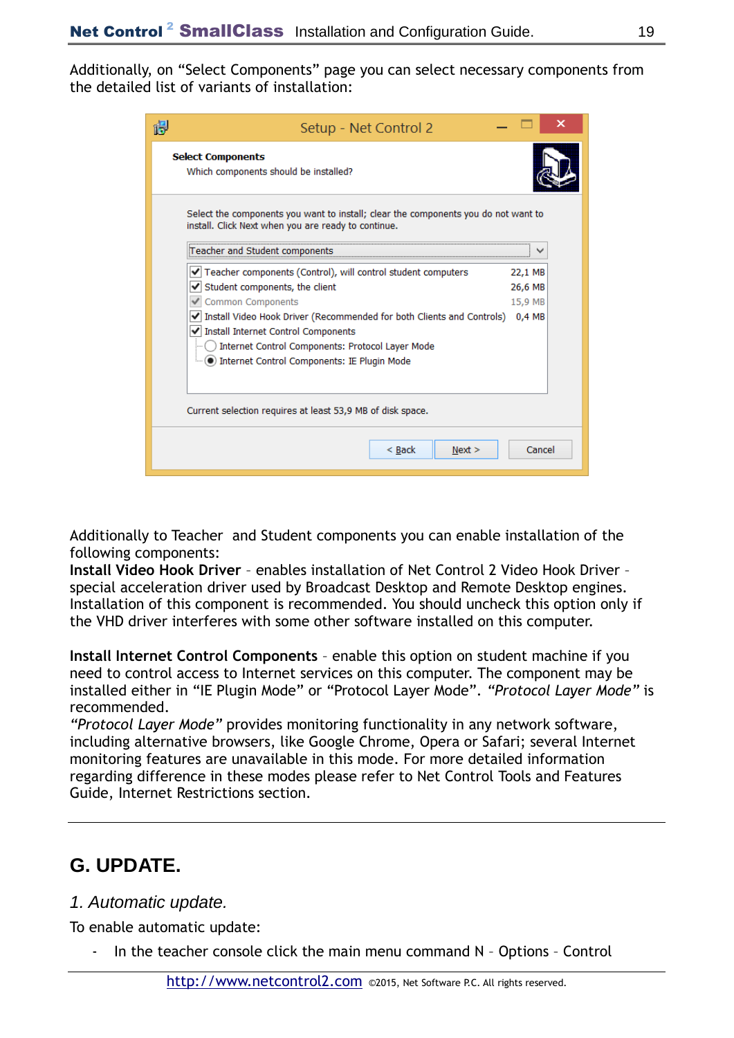Additionally, on “Select Components” page you can select necessary components from the detailed list of variants of installation:

Additionally to Teacher and Student components you can enable installation of the following components:

**Install Video Hook Driver** – enables installation of Net Control 2 Video Hook Driver – special acceleration driver used by Broadcast Desktop and Remote Desktop engines. Installation of this component is recommended. You should uncheck this option only if the VHD driver interferes with some other software installed on this computer.

**Install Internet Control Components** – enable this option on student machine if you need to control access to Internet services on this computer. The component may be installed either in “IE Plugin Mode” or “Protocol Layer Mode”. *“Protocol Layer Mode”* is recommended.

*“Protocol Layer Mode”* provides monitoring functionality in any network software, including alternative browsers, like Google Chrome, Opera or Safari; several Internet monitoring features are unavailable in this mode. For more detailed information regarding difference in these modes please refer to Net Control Tools and Features Guide, Internet Restrictions section.

## G. UPDATE.

### *1. Automatic update.*

To enable automatic update:

- In the teacher console click the main menu command N – Options – Control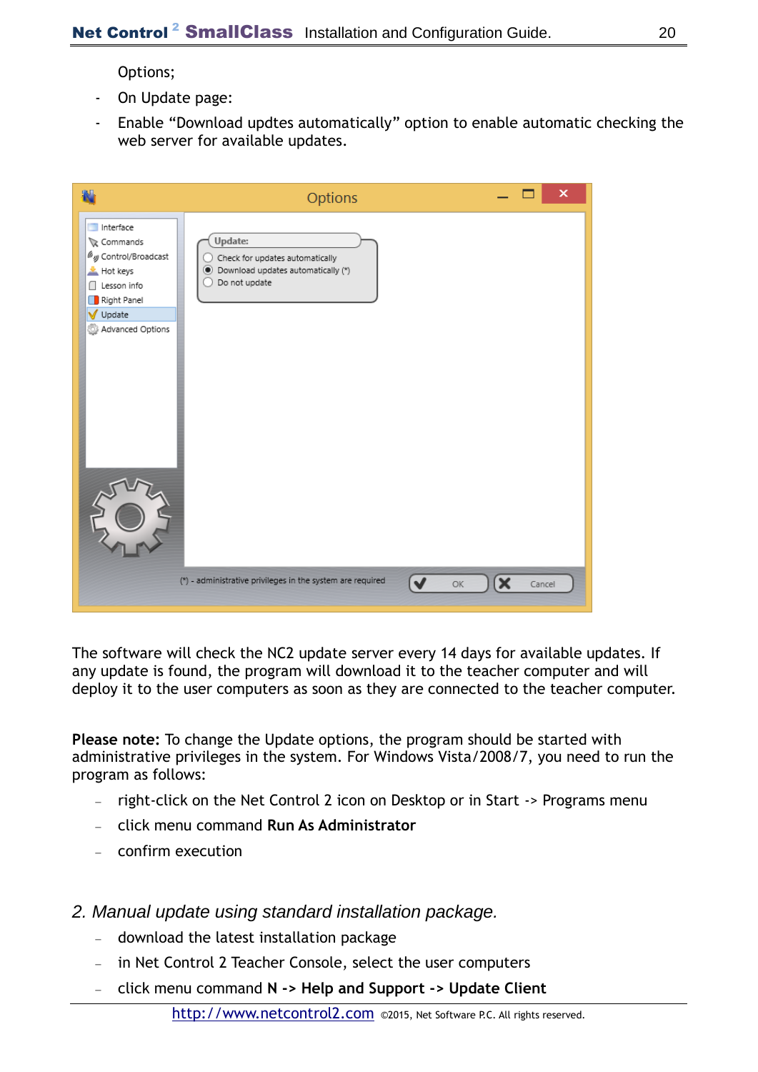Options;

- On Update page:
- Enable “Download updtes automatically” option to enable automatic checking the web server for available updates.

The software will check the NC2 update server every 14 days for available updates. If any update is found, the program will download it to the teacher computer and will deploy it to the user computers as soon as they are connected to the teacher computer.

**Please note:** To change the Update options, the program should be started with administrative privileges in the system. For Windows Vista/2008/7, you need to run the program as follows:

- right-click on the Net Control 2 icon on Desktop or in Start -> Programs menu
- click menu command **Run As Administrator**
- confirm execution

*2. Manual update using standard installation package.*

- download the latest installation package
- in Net Control 2 Teacher Console, select the user computers
- click menu command **N -> Help and Support -> Update Client**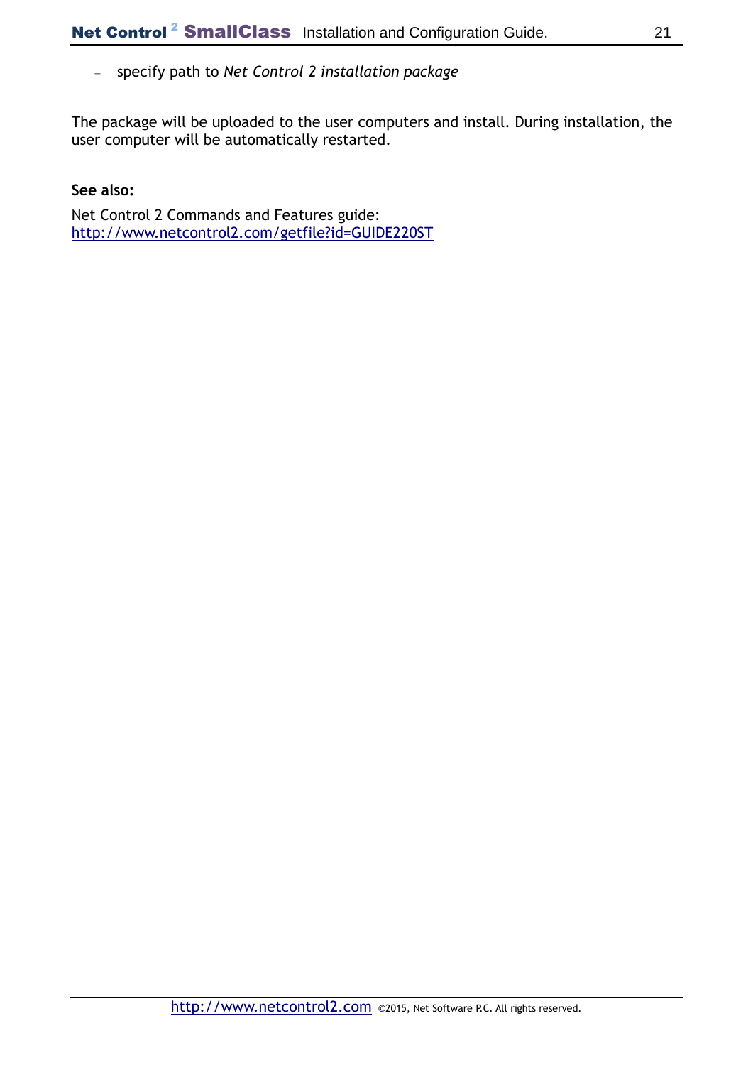- specify path to *Net Control 2 installation package*

The package will be uploaded to the user computers and install. During installation, the user computer will be automatically restarted.

**See also:**

Net Control 2 Commands and Features guide:
http://www.netcontrol2.com/getfile?id=GUIDE220ST